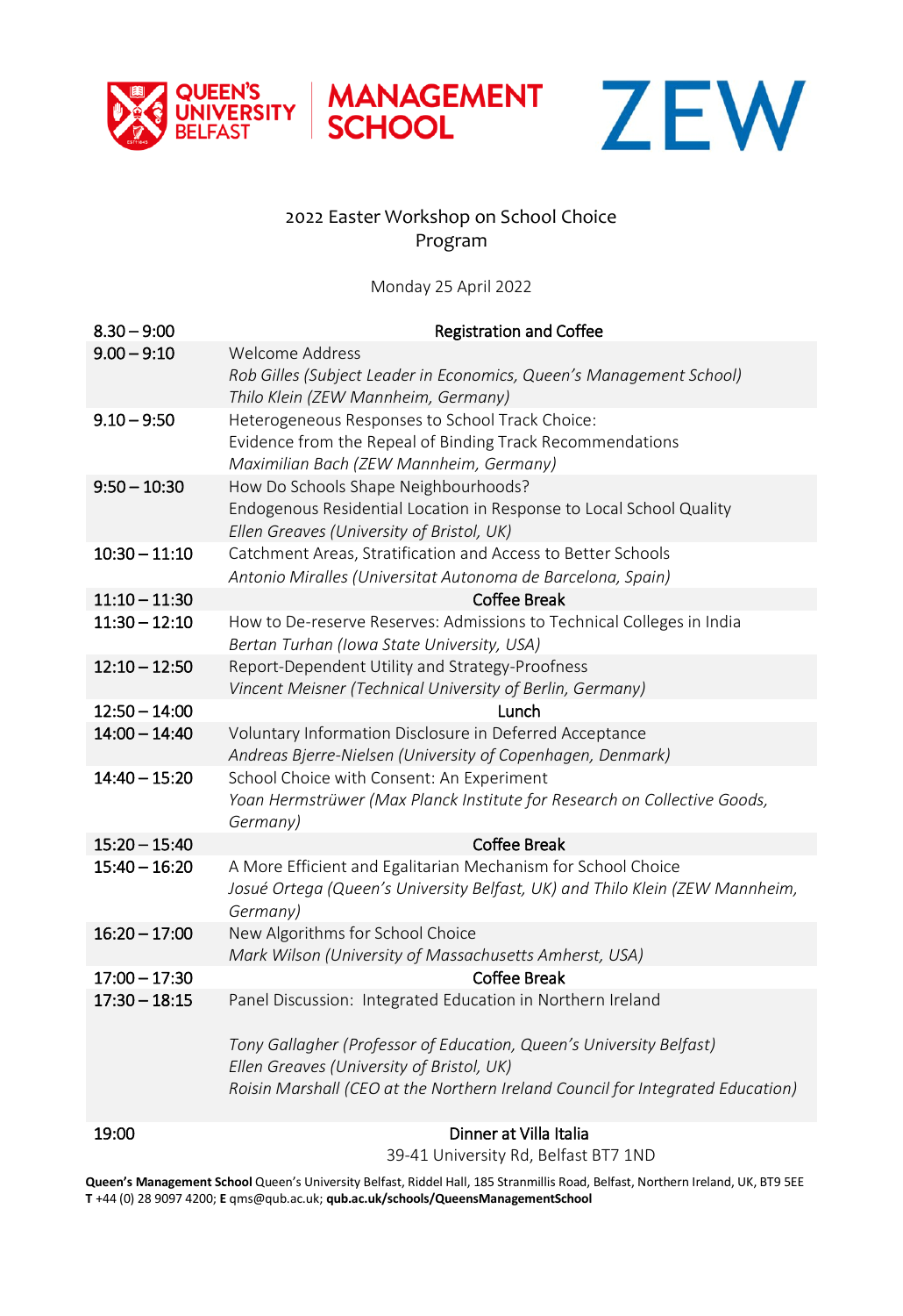QUEEN'S UNIVERSITY BELFAST | MANAGEMENT SCHOOL

ZEW

# 2022 Easter Workshop on School Choice
## Program

Monday 25 April 2022

| | |
|---|---|
| 8.30 – 9:00 | Registration and Coffee |
| 9.00 – 9:10 | Welcome Address<br>*Rob Gilles (Subject Leader in Economics, Queen's Management School)*<br>*Thilo Klein (ZEW Mannheim, Germany)* |
| 9.10 – 9:50 | Heterogeneous Responses to School Track Choice:<br>Evidence from the Repeal of Binding Track Recommendations<br>*Maximilian Bach (ZEW Mannheim, Germany)* |
| 9:50 – 10:30 | How Do Schools Shape Neighbourhoods?<br>Endogenous Residential Location in Response to Local School Quality<br>*Ellen Greaves (University of Bristol, UK)* |
| 10:30 – 11:10 | Catchment Areas, Stratification and Access to Better Schools<br>*Antonio Miralles (Universitat Autonoma de Barcelona, Spain)* |
| 11:10 – 11:30 | Coffee Break |
| 11:30 – 12:10 | How to De-reserve Reserves: Admissions to Technical Colleges in India<br>*Bertan Turhan (Iowa State University, USA)* |
| 12:10 – 12:50 | Report-Dependent Utility and Strategy-Proofness<br>*Vincent Meisner (Technical University of Berlin, Germany)* |
| 12:50 – 14:00 | Lunch |
| 14:00 – 14:40 | Voluntary Information Disclosure in Deferred Acceptance<br>*Andreas Bjerre-Nielsen (University of Copenhagen, Denmark)* |
| 14:40 – 15:20 | School Choice with Consent: An Experiment<br>*Yoan Hermstrüwer (Max Planck Institute for Research on Collective Goods, Germany)* |
| 15:20 – 15:40 | Coffee Break |
| 15:40 – 16:20 | A More Efficient and Egalitarian Mechanism for School Choice<br>*Josué Ortega (Queen's University Belfast, UK) and Thilo Klein (ZEW Mannheim, Germany)* |
| 16:20 – 17:00 | New Algorithms for School Choice<br>*Mark Wilson (University of Massachusetts Amherst, USA)* |
| 17:00 – 17:30 | Coffee Break |
| 17:30 – 18:15 | Panel Discussion: Integrated Education in Northern Ireland<br><br>*Tony Gallagher (Professor of Education, Queen's University Belfast)*<br>*Ellen Greaves (University of Bristol, UK)*<br>*Roisin Marshall (CEO at the Northern Ireland Council for Integrated Education)* |
| 19:00 | Dinner at Villa Italia<br>39-41 University Rd, Belfast BT7 1ND |

**Queen's Management School** Queen's University Belfast, Riddel Hall, 185 Stranmillis Road, Belfast, Northern Ireland, UK, BT9 5EE
**T** +44 (0) 28 9097 4200; **E** qms@qub.ac.uk; **qub.ac.uk/schools/QueensManagementSchool**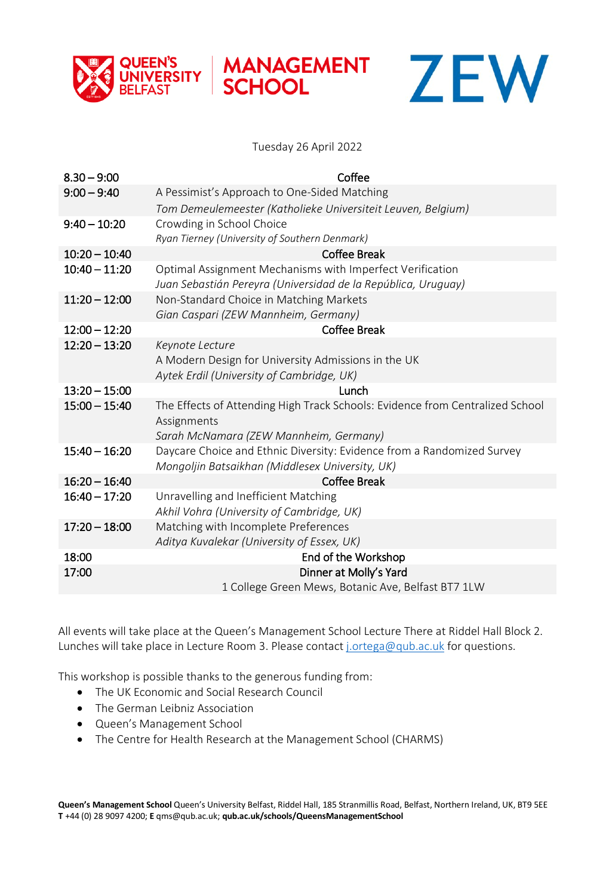Tuesday 26 April 2022

| | |
|---|---|
| 8.30 – 9:00 | Coffee |
| 9:00 – 9:40 | A Pessimist's Approach to One-Sided Matching<br>*Tom Demeulemeester (Katholieke Universiteit Leuven, Belgium)* |
| 9:40 – 10:20 | Crowding in School Choice<br>*Ryan Tierney (University of Southern Denmark)* |
| 10:20 – 10:40 | Coffee Break |
| 10:40 – 11:20 | Optimal Assignment Mechanisms with Imperfect Verification<br>*Juan Sebastián Pereyra (Universidad de la República, Uruguay)* |
| 11:20 – 12:00 | Non-Standard Choice in Matching Markets<br>*Gian Caspari (ZEW Mannheim, Germany)* |
| 12:00 – 12:20 | Coffee Break |
| 12:20 – 13:20 | *Keynote Lecture*<br>A Modern Design for University Admissions in the UK<br>*Aytek Erdil (University of Cambridge, UK)* |
| 13:20 – 15:00 | Lunch |
| 15:00 – 15:40 | The Effects of Attending High Track Schools: Evidence from Centralized School Assignments<br>*Sarah McNamara (ZEW Mannheim, Germany)* |
| 15:40 – 16:20 | Daycare Choice and Ethnic Diversity: Evidence from a Randomized Survey<br>*Mongoljin Batsaikhan (Middlesex University, UK)* |
| 16:20 – 16:40 | Coffee Break |
| 16:40 – 17:20 | Unravelling and Inefficient Matching<br>*Akhil Vohra (University of Cambridge, UK)* |
| 17:20 – 18:00 | Matching with Incomplete Preferences<br>*Aditya Kuvalekar (University of Essex, UK)* |
| 18:00 | End of the Workshop |
| 17:00 | Dinner at Molly's Yard<br>1 College Green Mews, Botanic Ave, Belfast BT7 1LW |

All events will take place at the Queen's Management School Lecture There at Riddel Hall Block 2. Lunches will take place in Lecture Room 3. Please contact j.ortega@qub.ac.uk for questions.

This workshop is possible thanks to the generous funding from:

- The UK Economic and Social Research Council
- The German Leibniz Association
- Queen's Management School
- The Centre for Health Research at the Management School (CHARMS)

**Queen's Management School** Queen's University Belfast, Riddel Hall, 185 Stranmillis Road, Belfast, Northern Ireland, UK, BT9 5EE
**T** +44 (0) 28 9097 4200; **E** qms@qub.ac.uk; **qub.ac.uk/schools/QueensManagementSchool**